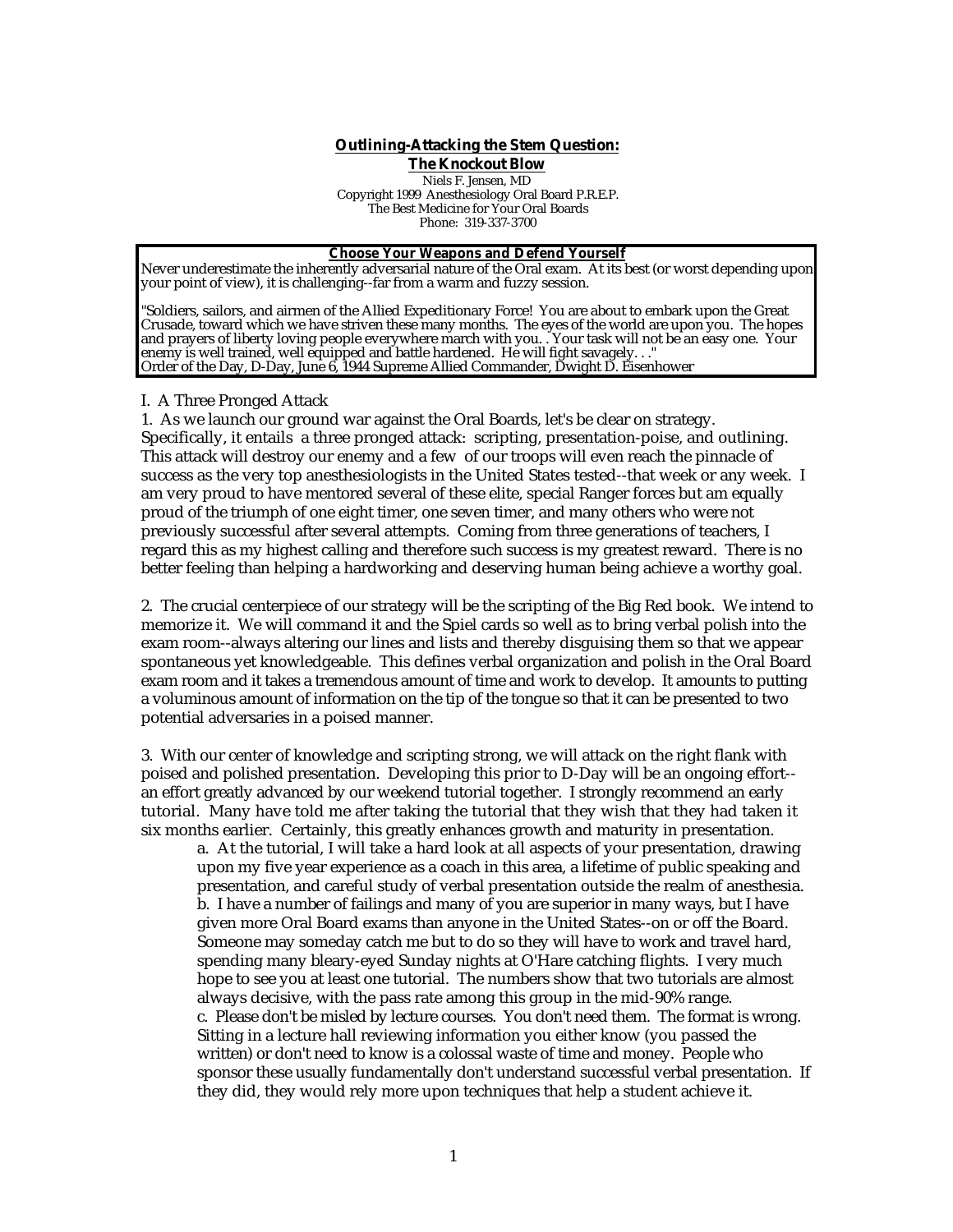# Outlining-Attacking the Stem Question:
## The Knockout Blow

Niels F. Jensen, MD
Copyright 1999 Anesthesiology Oral Board P.R.E.P.
The Best Medicine for Your Oral Boards
Phone: 319-337-3700

**Choose Your Weapons and Defend Yourself**

Never underestimate the inherently adversarial nature of the Oral exam. At its best (or worst depending upon your point of view), it is challenging--far from a warm and fuzzy session.

"Soldiers, sailors, and airmen of the Allied Expeditionary Force! You are about to embark upon the Great Crusade, toward which we have striven these many months. The eyes of the world are upon you. The hopes and prayers of liberty loving people everywhere march with you. . Your task will not be an easy one. Your enemy is well trained, well equipped and battle hardened. He will fight savagely. . ."
Order of the Day, D-Day, June 6, 1944 Supreme Allied Commander, Dwight D. Eisenhower

I. A Three Pronged Attack

1. As we launch our ground war against the Oral Boards, let's be clear on strategy. Specifically, it entails a three pronged attack: scripting, presentation-poise, and outlining. This attack will destroy our enemy and a few of our troops will even reach the pinnacle of success as the very top anesthesiologists in the United States tested--that week or any week. I am very proud to have mentored several of these elite, special Ranger forces but am equally proud of the triumph of one eight timer, one seven timer, and many others who were not previously successful after several attempts. Coming from three generations of teachers, I regard this as my highest calling and therefore such success is my greatest reward. There is no better feeling than helping a hardworking and deserving human being achieve a worthy goal.

2. The crucial centerpiece of our strategy will be the scripting of the Big Red book. We intend to memorize it. We will command it and the Spiel cards so well as to bring verbal polish into the exam room--always altering our lines and lists and thereby disguising them so that we appear spontaneous yet knowledgeable. This defines verbal organization and polish in the Oral Board exam room and it takes a tremendous amount of time and work to develop. It amounts to putting a voluminous amount of information on the tip of the tongue so that it can be presented to two potential adversaries in a poised manner.

3. With our center of knowledge and scripting strong, we will attack on the right flank with poised and polished presentation. Developing this prior to D-Day will be an ongoing effort--an effort greatly advanced by our weekend tutorial together. I strongly recommend an early tutorial. Many have told me after taking the tutorial that they wish that they had taken it six months earlier. Certainly, this greatly enhances growth and maturity in presentation.

   a. At the tutorial, I will take a hard look at all aspects of your presentation, drawing upon my five year experience as a coach in this area, a lifetime of public speaking and presentation, and careful study of verbal presentation outside the realm of anesthesia.
   b. I have a number of failings and many of you are superior in many ways, but I have given more Oral Board exams than anyone in the United States--on or off the Board. Someone may someday catch me but to do so they will have to work and travel hard, spending many bleary-eyed Sunday nights at O'Hare catching flights. I very much hope to see you at least one tutorial. The numbers show that two tutorials are almost always decisive, with the pass rate among this group in the mid-90% range.
   c. Please don't be misled by lecture courses. You don't need them. The format is wrong. Sitting in a lecture hall reviewing information you either know (you passed the written) or don't need to know is a colossal waste of time and money. People who sponsor these usually fundamentally don't understand successful verbal presentation. If they did, they would rely more upon techniques that help a student achieve it.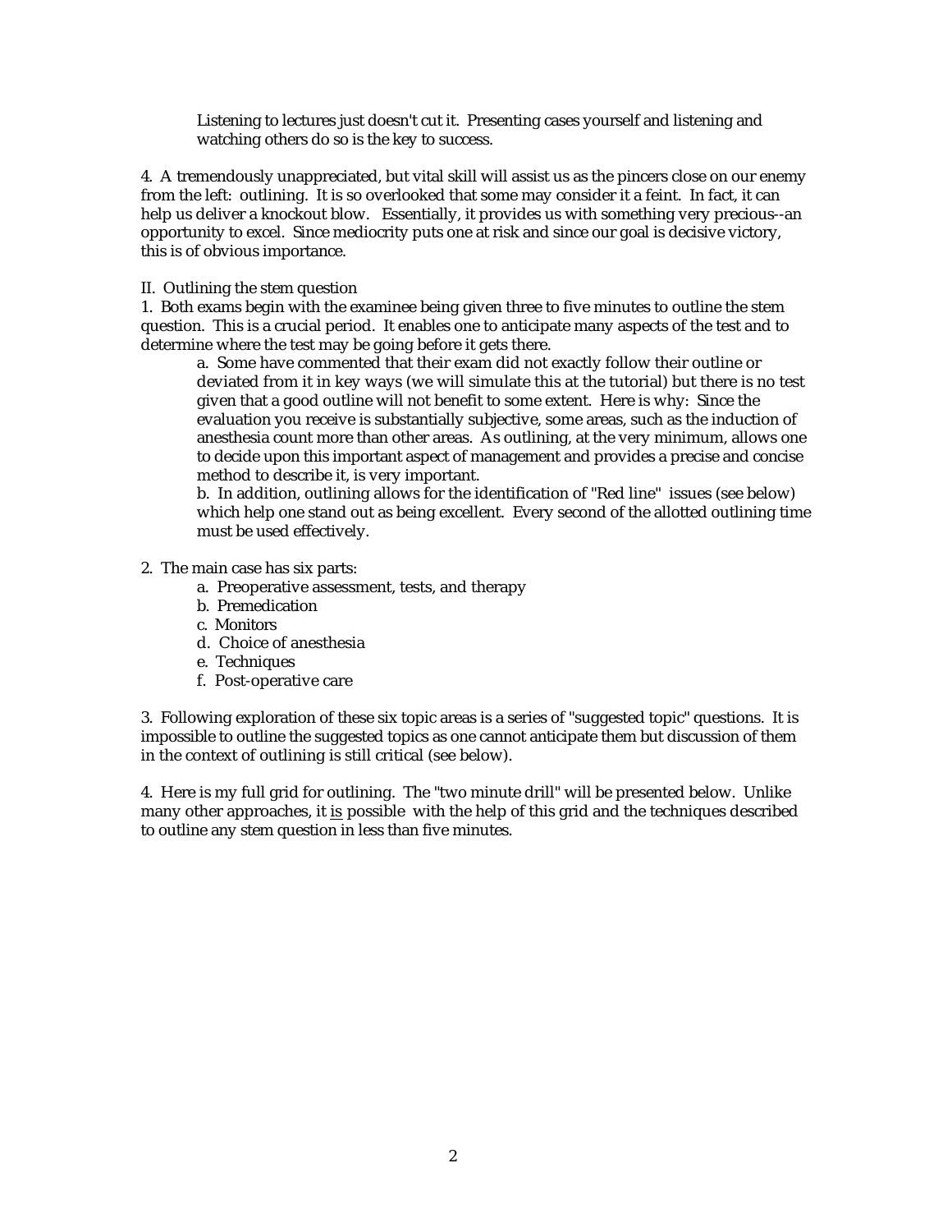Listening to lectures just doesn't cut it. Presenting cases yourself and listening and watching others do so is the key to success.

4. A tremendously unappreciated, but vital skill will assist us as the pincers close on our enemy from the left: outlining. It is so overlooked that some may consider it a feint. In fact, it can help us deliver a knockout blow. Essentially, it provides us with something very precious--an opportunity to excel. Since mediocrity puts one at risk and since our goal is decisive victory, this is of obvious importance.

II. Outlining the stem question

1. Both exams begin with the examinee being given three to five minutes to outline the stem question. This is a crucial period. It enables one to anticipate many aspects of the test and to determine where the test may be going before it gets there.

   a. Some have commented that their exam did not exactly follow their outline or deviated from it in key ways (we will simulate this at the tutorial) but there is no test given that a good outline will not benefit to some extent. Here is why: Since the evaluation you receive is substantially subjective, some areas, such as the induction of anesthesia count more than other areas. As outlining, at the very minimum, allows one to decide upon this important aspect of management and provides a precise and concise method to describe it, is very important.

   b. In addition, outlining allows for the identification of "Red line" issues (see below) which help one stand out as being excellent. Every second of the allotted outlining time must be used effectively.

2. The main case has six parts:

   a. Preoperative assessment, tests, and therapy
   b. Premedication
   c. Monitors
   d. Choice of anesthesia
   e. Techniques
   f. Post-operative care

3. Following exploration of these six topic areas is a series of "suggested topic" questions. It is impossible to outline the suggested topics as one cannot anticipate them but discussion of them in the context of outlining is still critical (see below).

4. Here is my full grid for outlining. The "two minute drill" will be presented below. Unlike many other approaches, it <u>is</u> possible with the help of this grid and the techniques described to outline any stem question in less than five minutes.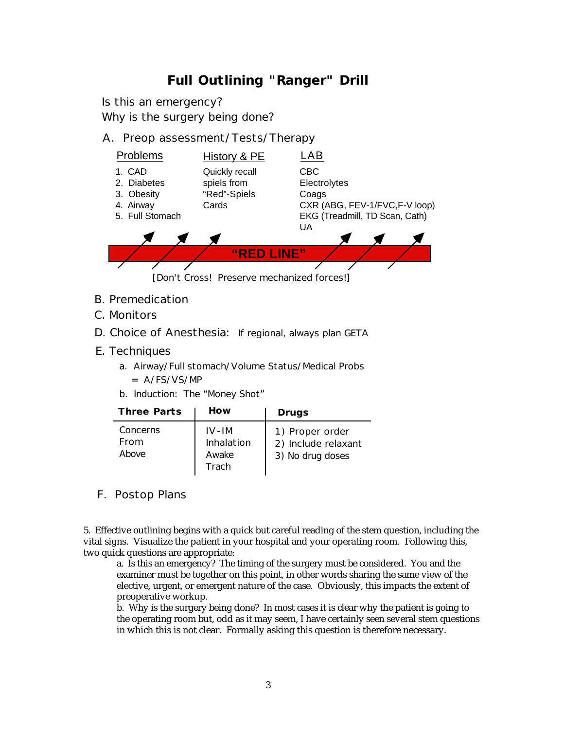# Full Outlining "Ranger" Drill

Is this an emergency?
Why is the surgery being done?

A. Preop assessment/Tests/Therapy

| Problems | History & PE | LAB |
|---|---|---|
| 1. CAD | Quickly recall | CBC |
| 2. Diabetes | spiels from | Electrolytes |
| 3. Obesity | "Red"-Spiels | Coags |
| 4. Airway | Cards | CXR (ABG, FEV-1/FVC,F-V loop) |
| 5. Full Stomach | | EKG (Treadmill, TD Scan, Cath) |
| | | UA |

**"RED LINE"**

[Don't Cross! Preserve mechanized forces!]

B. Premedication

C. Monitors

D. Choice of Anesthesia: If regional, always plan GETA

E. Techniques

- a. Airway/Full stomach/Volume Status/Medical Probs = A/FS/VS/MP
- b. Induction: The "Money Shot"

| Three Parts | How | Drugs |
|---|---|---|
| Concerns From Above | IV-IM<br>Inhalation<br>Awake<br>Trach | 1) Proper order<br>2) Include relaxant<br>3) No drug doses |

F. Postop Plans

5. Effective outlining begins with a quick but careful reading of the stem question, including the vital signs. Visualize the patient in your hospital and your operating room. Following this, two quick questions are appropriate:

a. Is this an emergency? The timing of the surgery must be considered. You and the examiner must be together on this point, in other words sharing the same view of the elective, urgent, or emergent nature of the case. Obviously, this impacts the extent of preoperative workup.

b. Why is the surgery being done? In most cases it is clear why the patient is going to the operating room but, odd as it may seem, I have certainly seen several stem questions in which this is not clear. Formally asking this question is therefore necessary.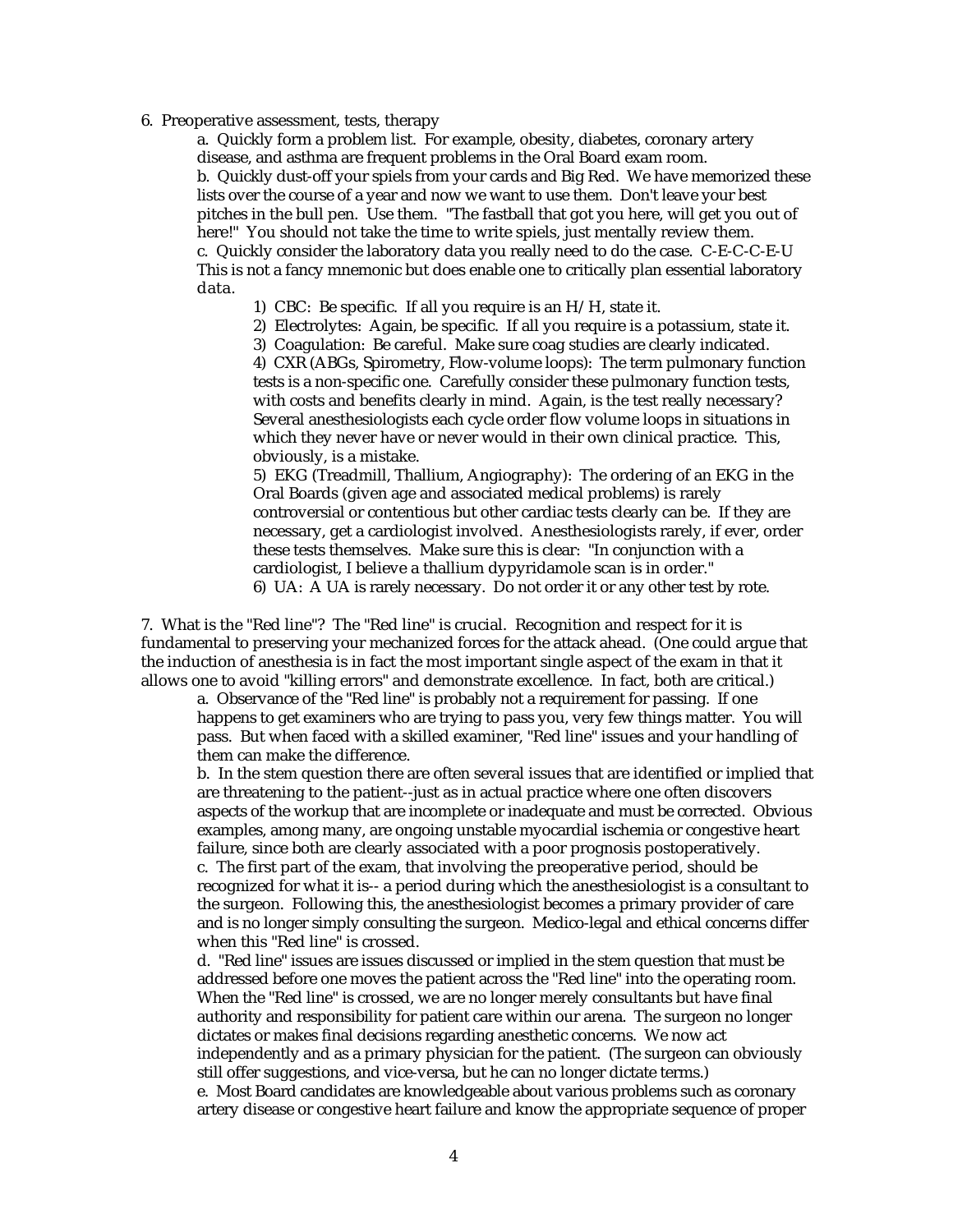6. Preoperative assessment, tests, therapy

   a. Quickly form a problem list. For example, obesity, diabetes, coronary artery disease, and asthma are frequent problems in the Oral Board exam room.

   b. Quickly dust-off your spiels from your cards and Big Red. We have memorized these lists over the course of a year and now we want to use them. Don't leave your best pitches in the bull pen. Use them. "The fastball that got you here, will get you out of here!" You should not take the time to write spiels, just mentally review them.

   c. Quickly consider the laboratory data you really need to do the case. C-E-C-C-E-U This is not a fancy mnemonic but does enable one to critically plan essential laboratory data.

      1) CBC: Be specific. If all you require is an H/H, state it.

      2) Electrolytes: Again, be specific. If all you require is a potassium, state it.

      3) Coagulation: Be careful. Make sure coag studies are clearly indicated.

      4) CXR (ABGs, Spirometry, Flow-volume loops): The term pulmonary function tests is a non-specific one. Carefully consider these pulmonary function tests, with costs and benefits clearly in mind. Again, is the test really necessary? Several anesthesiologists each cycle order flow volume loops in situations in which they never have or never would in their own clinical practice. This, obviously, is a mistake.

      5) EKG (Treadmill, Thallium, Angiography): The ordering of an EKG in the Oral Boards (given age and associated medical problems) is rarely controversial or contentious but other cardiac tests clearly can be. If they are necessary, get a cardiologist involved. Anesthesiologists rarely, if ever, order these tests themselves. Make sure this is clear: "In conjunction with a cardiologist, I believe a thallium dypyridamole scan is in order."

      6) UA: A UA is rarely necessary. Do not order it or any other test by rote.

7. What is the "Red line"? The "Red line" is crucial. Recognition and respect for it is fundamental to preserving your mechanized forces for the attack ahead. (One could argue that the induction of anesthesia is in fact the most important single aspect of the exam in that it allows one to avoid "killing errors" and demonstrate excellence. In fact, both are critical.)

   a. Observance of the "Red line" is probably not a requirement for passing. If one happens to get examiners who are trying to pass you, very few things matter. You will pass. But when faced with a skilled examiner, "Red line" issues and your handling of them can make the difference.

   b. In the stem question there are often several issues that are identified or implied that are threatening to the patient--just as in actual practice where one often discovers aspects of the workup that are incomplete or inadequate and must be corrected. Obvious examples, among many, are ongoing unstable myocardial ischemia or congestive heart failure, since both are clearly associated with a poor prognosis postoperatively.

   c. The first part of the exam, that involving the preoperative period, should be recognized for what it is-- a period during which the anesthesiologist is a consultant to the surgeon. Following this, the anesthesiologist becomes a primary provider of care and is no longer simply consulting the surgeon. Medico-legal and ethical concerns differ when this "Red line" is crossed.

   d. "Red line" issues are issues discussed or implied in the stem question that must be addressed before one moves the patient across the "Red line" into the operating room. When the "Red line" is crossed, we are no longer merely consultants but have final authority and responsibility for patient care within our arena. The surgeon no longer dictates or makes final decisions regarding anesthetic concerns. We now act independently and as a primary physician for the patient. (The surgeon can obviously still offer suggestions, and vice-versa, but he can no longer dictate terms.)

   e. Most Board candidates are knowledgeable about various problems such as coronary artery disease or congestive heart failure and know the appropriate sequence of proper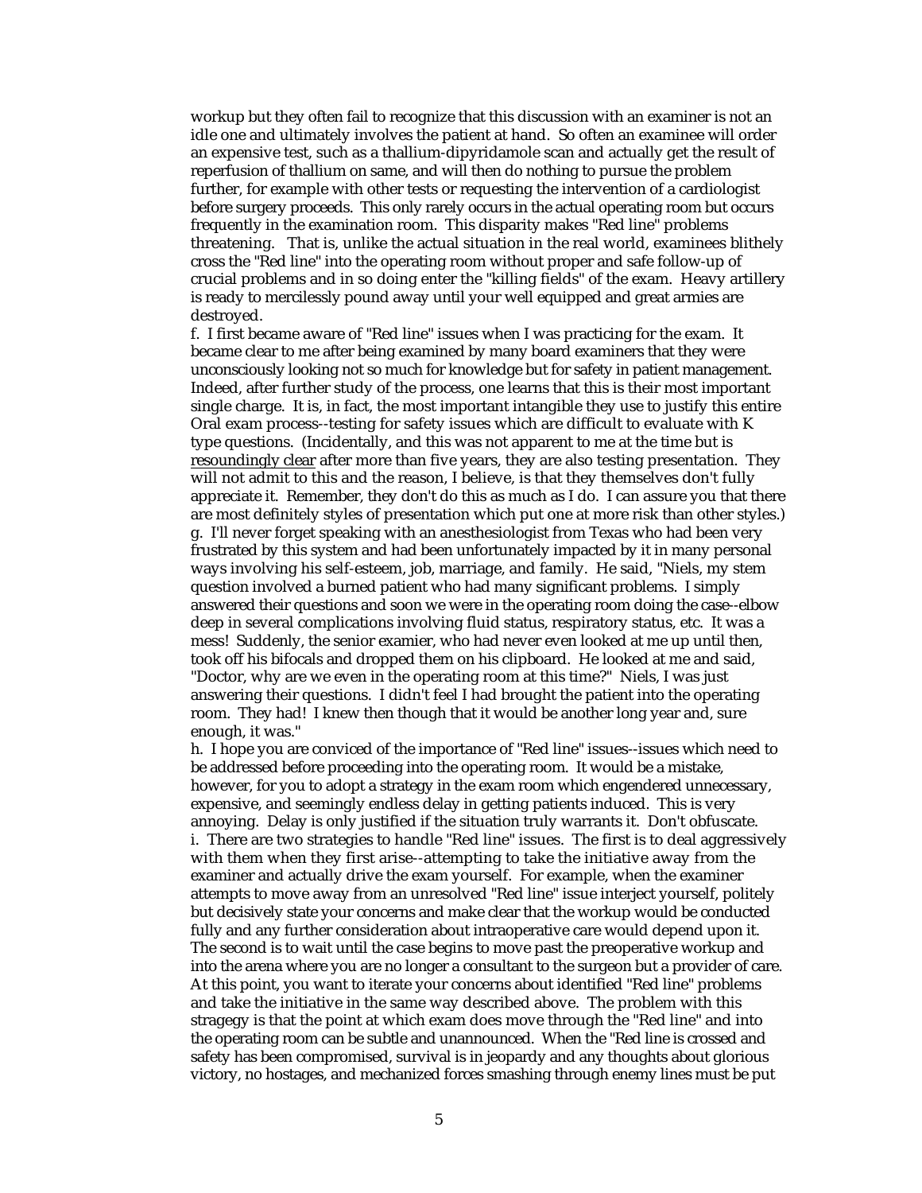workup but they often fail to recognize that this discussion with an examiner is not an idle one and ultimately involves the patient at hand. So often an examinee will order an expensive test, such as a thallium-dipyridamole scan and actually get the result of reperfusion of thallium on same, and will then do nothing to pursue the problem further, for example with other tests or requesting the intervention of a cardiologist before surgery proceeds. This only rarely occurs in the actual operating room but occurs frequently in the examination room. This disparity makes "Red line" problems threatening. That is, unlike the actual situation in the real world, examinees blithely cross the "Red line" into the operating room without proper and safe follow-up of crucial problems and in so doing enter the "killing fields" of the exam. Heavy artillery is ready to mercilessly pound away until your well equipped and great armies are destroyed.

f. I first became aware of "Red line" issues when I was practicing for the exam. It became clear to me after being examined by many board examiners that they were unconsciously looking not so much for knowledge but for safety in patient management. Indeed, after further study of the process, one learns that this is their most important single charge. It is, in fact, the most important intangible they use to justify this entire Oral exam process--testing for safety issues which are difficult to evaluate with K type questions. (Incidentally, and this was not apparent to me at the time but is <u>resoundingly clear</u> after more than five years, they are also testing presentation. They will not admit to this and the reason, I believe, is that they themselves don't fully appreciate it. Remember, they don't do this as much as I do. I can assure you that there are most definitely styles of presentation which put one at more risk than other styles.)

g. I'll never forget speaking with an anesthesiologist from Texas who had been very frustrated by this system and had been unfortunately impacted by it in many personal ways involving his self-esteem, job, marriage, and family. He said, "Niels, my stem question involved a burned patient who had many significant problems. I simply answered their questions and soon we were in the operating room doing the case--elbow deep in several complications involving fluid status, respiratory status, etc. It was a mess! Suddenly, the senior examier, who had never even looked at me up until then, took off his bifocals and dropped them on his clipboard. He looked at me and said, "Doctor, why are we even in the operating room at this time?" Niels, I was just answering their questions. I didn't feel I had brought the patient into the operating room. They had! I knew then though that it would be another long year and, sure enough, it was."

h. I hope you are conviced of the importance of "Red line" issues--issues which need to be addressed before proceeding into the operating room. It would be a mistake, however, for you to adopt a strategy in the exam room which engendered unnecessary, expensive, and seemingly endless delay in getting patients induced. This is very annoying. Delay is only justified if the situation truly warrants it. Don't obfuscate.

i. There are two strategies to handle "Red line" issues. The first is to deal aggressively with them when they first arise--attempting to take the initiative away from the examiner and actually drive the exam yourself. For example, when the examiner attempts to move away from an unresolved "Red line" issue interject yourself, politely but decisively state your concerns and make clear that the workup would be conducted fully and any further consideration about intraoperative care would depend upon it. The second is to wait until the case begins to move past the preoperative workup and into the arena where you are no longer a consultant to the surgeon but a provider of care. At this point, you want to iterate your concerns about identified "Red line" problems and take the initiative in the same way described above. The problem with this stragegy is that the point at which exam does move through the "Red line" and into the operating room can be subtle and unannounced. When the "Red line is crossed and safety has been compromised, survival is in jeopardy and any thoughts about glorious victory, no hostages, and mechanized forces smashing through enemy lines must be put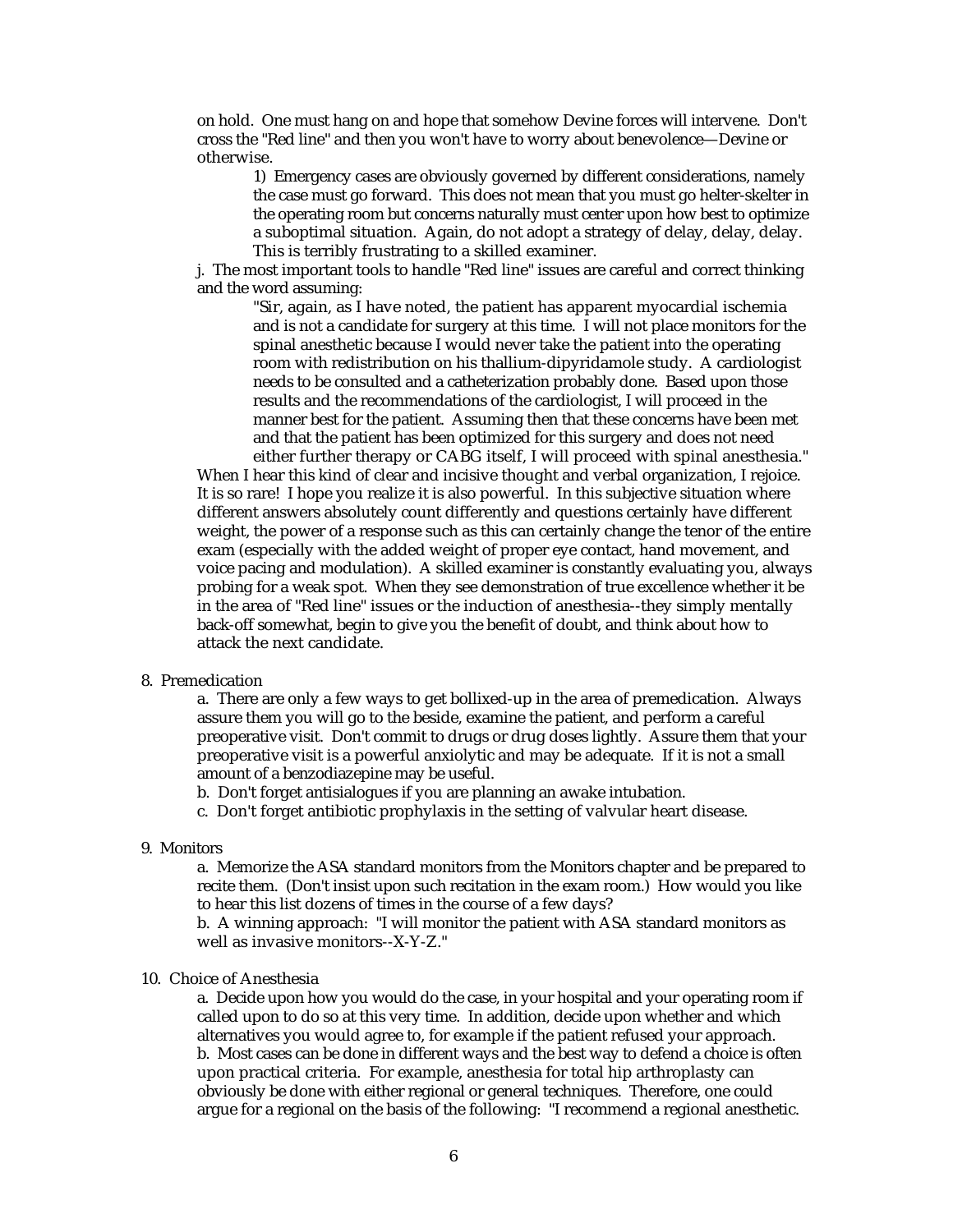on hold. One must hang on and hope that somehow Devine forces will intervene. Don't cross the "Red line" and then you won't have to worry about benevolence—Devine or otherwise.

1) Emergency cases are obviously governed by different considerations, namely the case must go forward. This does not mean that you must go helter-skelter in the operating room but concerns naturally must center upon how best to optimize a suboptimal situation. Again, do not adopt a strategy of delay, delay, delay. This is terribly frustrating to a skilled examiner.

j. The most important tools to handle "Red line" issues are careful and correct thinking and the word assuming:

> "Sir, again, as I have noted, the patient has apparent myocardial ischemia and is not a candidate for surgery at this time. I will not place monitors for the spinal anesthetic because I would never take the patient into the operating room with redistribution on his thallium-dipyridamole study. A cardiologist needs to be consulted and a catheterization probably done. Based upon those results and the recommendations of the cardiologist, I will proceed in the manner best for the patient. Assuming then that these concerns have been met and that the patient has been optimized for this surgery and does not need either further therapy or CABG itself, I will proceed with spinal anesthesia."

When I hear this kind of clear and incisive thought and verbal organization, I rejoice. It is so rare! I hope you realize it is also powerful. In this subjective situation where different answers absolutely count differently and questions certainly have different weight, the power of a response such as this can certainly change the tenor of the entire exam (especially with the added weight of proper eye contact, hand movement, and voice pacing and modulation). A skilled examiner is constantly evaluating you, always probing for a weak spot. When they see demonstration of true excellence whether it be in the area of "Red line" issues or the induction of anesthesia--they simply mentally back-off somewhat, begin to give you the benefit of doubt, and think about how to attack the next candidate.

8. Premedication

a. There are only a few ways to get bollixed-up in the area of premedication. Always assure them you will go to the beside, examine the patient, and perform a careful preoperative visit. Don't commit to drugs or drug doses lightly. Assure them that your preoperative visit is a powerful anxiolytic and may be adequate. If it is not a small amount of a benzodiazepine may be useful.

b. Don't forget antisialogues if you are planning an awake intubation.

c. Don't forget antibiotic prophylaxis in the setting of valvular heart disease.

9. Monitors

a. Memorize the ASA standard monitors from the Monitors chapter and be prepared to recite them. (Don't insist upon such recitation in the exam room.) How would you like to hear this list dozens of times in the course of a few days?

b. A winning approach: "I will monitor the patient with ASA standard monitors as well as invasive monitors--X-Y-Z."

10. Choice of Anesthesia

a. Decide upon how you would do the case, in your hospital and your operating room if called upon to do so at this very time. In addition, decide upon whether and which alternatives you would agree to, for example if the patient refused your approach.

b. Most cases can be done in different ways and the best way to defend a choice is often upon practical criteria. For example, anesthesia for total hip arthroplasty can obviously be done with either regional or general techniques. Therefore, one could argue for a regional on the basis of the following: "I recommend a regional anesthetic.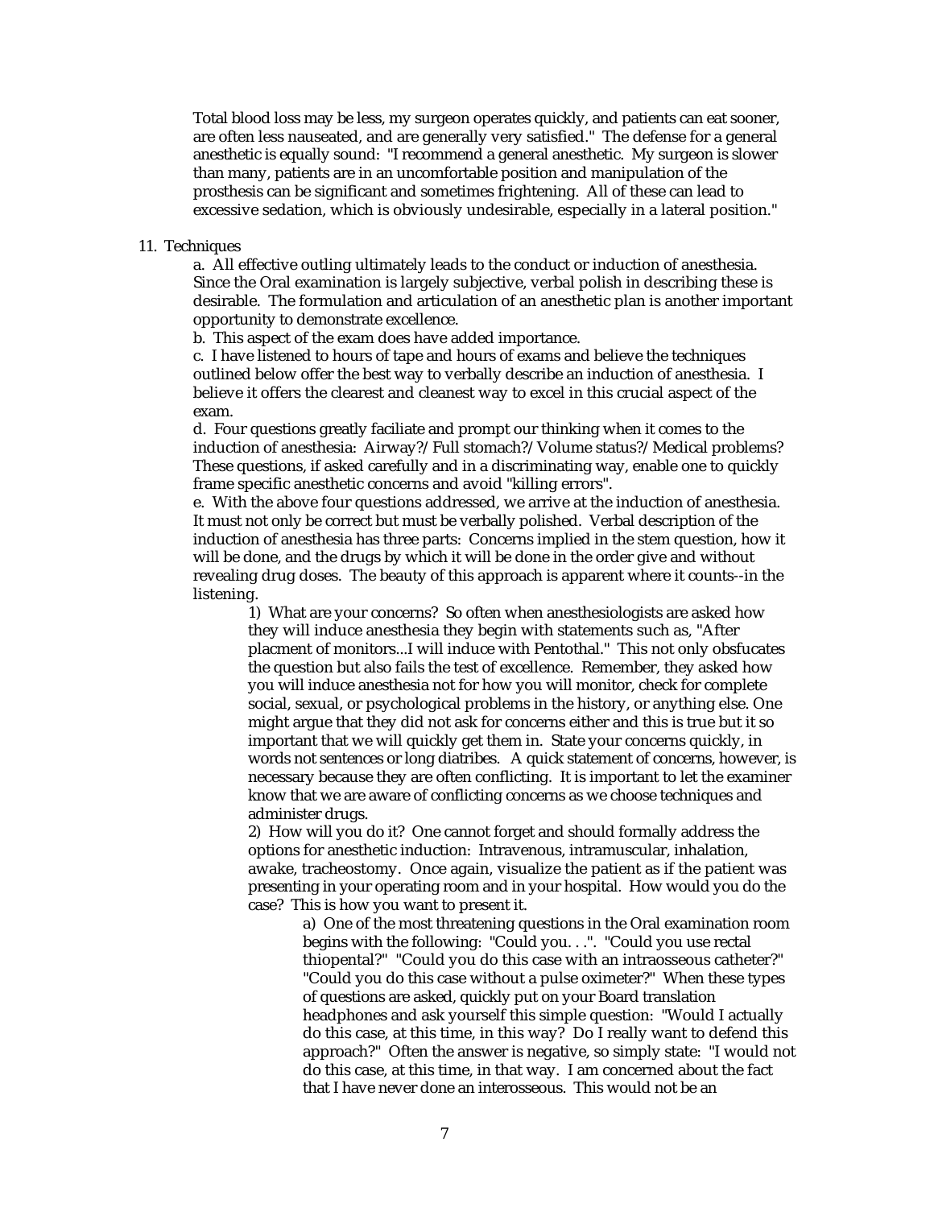Total blood loss may be less, my surgeon operates quickly, and patients can eat sooner, are often less nauseated, and are generally very satisfied." The defense for a general anesthetic is equally sound: "I recommend a general anesthetic. My surgeon is slower than many, patients are in an uncomfortable position and manipulation of the prosthesis can be significant and sometimes frightening. All of these can lead to excessive sedation, which is obviously undesirable, especially in a lateral position."

11. Techniques

a. All effective outling ultimately leads to the conduct or induction of anesthesia. Since the Oral examination is largely subjective, verbal polish in describing these is desirable. The formulation and articulation of an anesthetic plan is another important opportunity to demonstrate excellence.

b. This aspect of the exam does have added importance.

c. I have listened to hours of tape and hours of exams and believe the techniques outlined below offer the best way to verbally describe an induction of anesthesia. I believe it offers the clearest and cleanest way to excel in this crucial aspect of the exam.

d. Four questions greatly faciliate and prompt our thinking when it comes to the induction of anesthesia: Airway?/Full stomach?/Volume status?/Medical problems? These questions, if asked carefully and in a discriminating way, enable one to quickly frame specific anesthetic concerns and avoid "killing errors".

e. With the above four questions addressed, we arrive at the induction of anesthesia. It must not only be correct but must be verbally polished. Verbal description of the induction of anesthesia has three parts: Concerns implied in the stem question, how it will be done, and the drugs by which it will be done in the order give and without revealing drug doses. The beauty of this approach is apparent where it counts--in the listening.

1) What are your concerns? So often when anesthesiologists are asked how they will induce anesthesia they begin with statements such as, "After placment of monitors...I will induce with Pentothal." This not only obsfucates the question but also fails the test of excellence. Remember, they asked how you will induce anesthesia not for how you will monitor, check for complete social, sexual, or psychological problems in the history, or anything else. One might argue that they did not ask for concerns either and this is true but it so important that we will quickly get them in. State your concerns quickly, in words not sentences or long diatribes. A quick statement of concerns, however, is necessary because they are often conflicting. It is important to let the examiner know that we are aware of conflicting concerns as we choose techniques and administer drugs.

2) How will you do it? One cannot forget and should formally address the options for anesthetic induction: Intravenous, intramuscular, inhalation, awake, tracheostomy. Once again, visualize the patient as if the patient was presenting in your operating room and in your hospital. How would you do the case? This is how you want to present it.

a) One of the most threatening questions in the Oral examination room begins with the following: "Could you. . .". "Could you use rectal thiopental?" "Could you do this case with an intraosseous catheter?" "Could you do this case without a pulse oximeter?" When these types of questions are asked, quickly put on your Board translation headphones and ask yourself this simple question: "Would I actually do this case, at this time, in this way? Do I really want to defend this approach?" Often the answer is negative, so simply state: "I would not do this case, at this time, in that way. I am concerned about the fact that I have never done an interosseous. This would not be an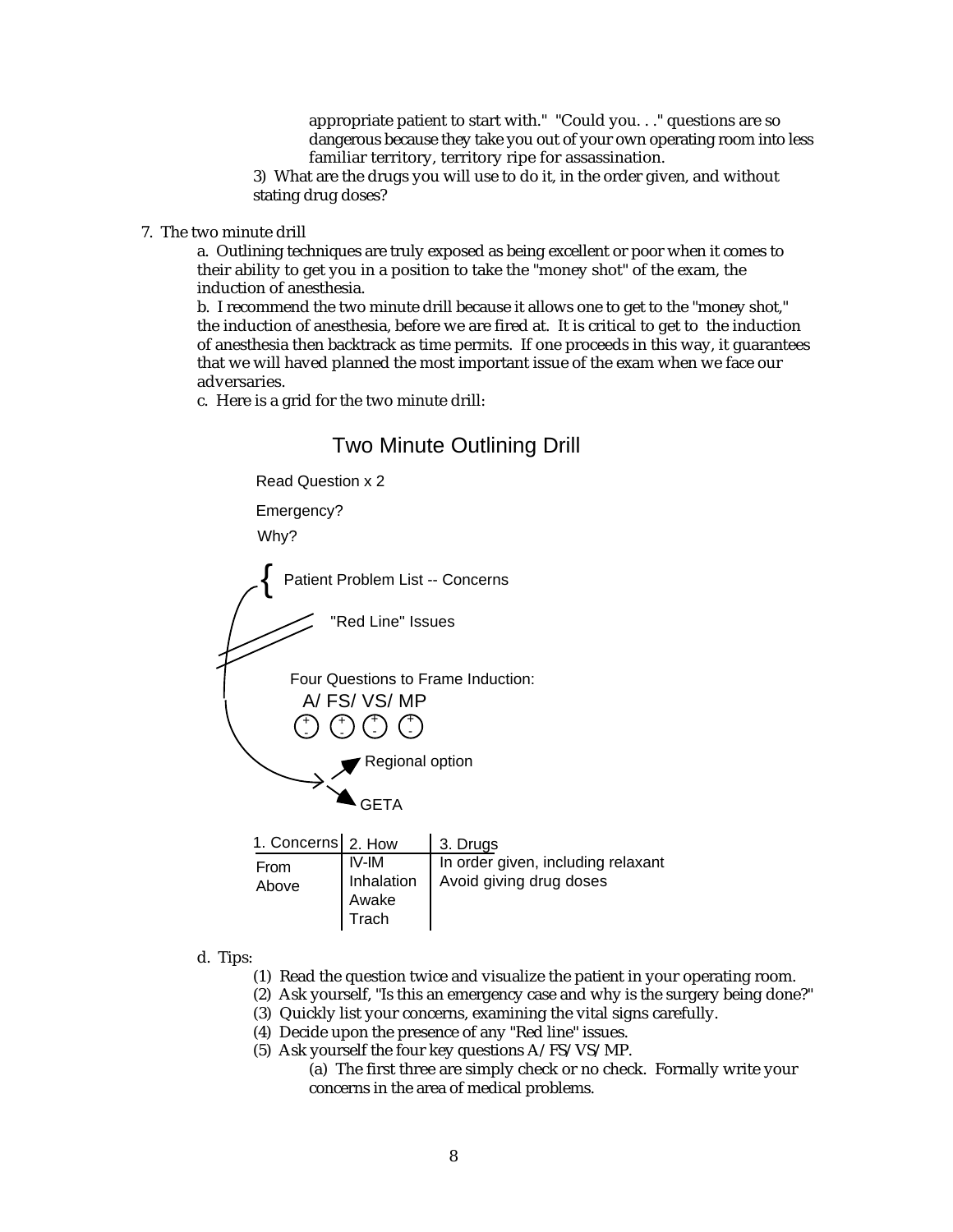appropriate patient to start with." "Could you. . ." questions are so dangerous because they take you out of your own operating room into less familiar territory, territory ripe for assassination.

3) What are the drugs you will use to do it, in the order given, and without stating drug doses?

7. The two minute drill

a. Outlining techniques are truly exposed as being excellent or poor when it comes to their ability to get you in a position to take the "money shot" of the exam, the induction of anesthesia.

b. I recommend the two minute drill because it allows one to get to the "money shot," the induction of anesthesia, before we are fired at. It is critical to get to the induction of anesthesia then backtrack as time permits. If one proceeds in this way, it guarantees that we will haved planned the most important issue of the exam when we face our adversaries.

c. Here is a grid for the two minute drill:

## Two Minute Outlining Drill

Read Question x 2

Emergency?

Why?

{ Patient Problem List -- Concerns

"Red Line" Issues

Four Questions to Frame Induction:

A/ FS/ VS/ MP

(+/-) (+/-) (+/-) (+/-)

→ Regional option

→ GETA

| 1. Concerns | 2. How | 3. Drugs |
|---|---|---|
| From Above | IV-IM<br>Inhalation<br>Awake<br>Trach | In order given, including relaxant<br>Avoid giving drug doses |

d. Tips:

(1) Read the question twice and visualize the patient in your operating room.

(2) Ask yourself, "Is this an emergency case and why is the surgery being done?"

(3) Quickly list your concerns, examining the vital signs carefully.

(4) Decide upon the presence of any "Red line" issues.

(5) Ask yourself the four key questions A/FS/VS/MP.

(a) The first three are simply check or no check. Formally write your concerns in the area of medical problems.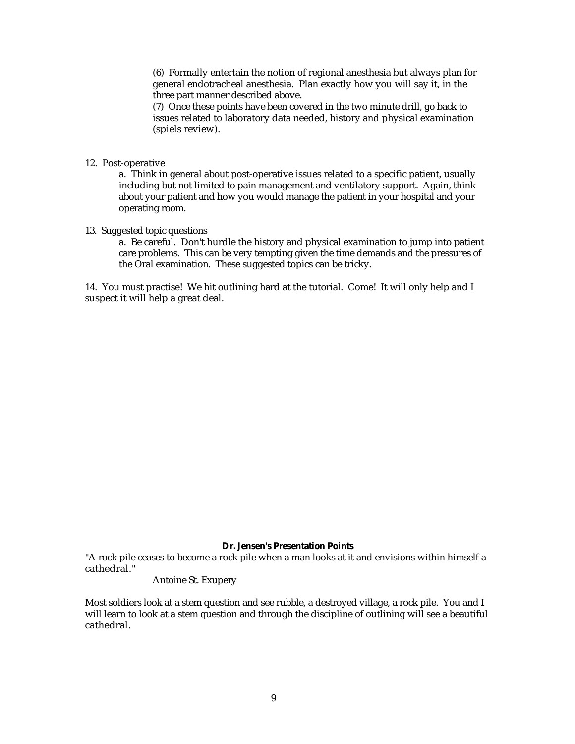(6) Formally entertain the notion of regional anesthesia but always plan for general endotracheal anesthesia. Plan exactly how you will say it, in the three part manner described above.

(7) Once these points have been covered in the two minute drill, go back to issues related to laboratory data needed, history and physical examination (spiels review).

12. Post-operative

a. Think in general about post-operative issues related to a specific patient, usually including but not limited to pain management and ventilatory support. Again, think about your patient and how you would manage the patient in your hospital and your operating room.

13. Suggested topic questions

a. Be careful. Don't hurdle the history and physical examination to jump into patient care problems. This can be very tempting given the time demands and the pressures of the Oral examination. These suggested topics can be tricky.

14. You must practise! We hit outlining hard at the tutorial. Come! It will only help and I suspect it will help a great deal.

**Dr. Jensen's Presentation Points**

"A rock pile ceases to become a rock pile when a man looks at it and envisions within himself a *cathedral*."

Antoine St. Exupery

Most soldiers look at a stem question and see rubble, a destroyed village, a rock pile. You and I will learn to look at a stem question and through the discipline of outlining will see a beautiful *cathedral*.